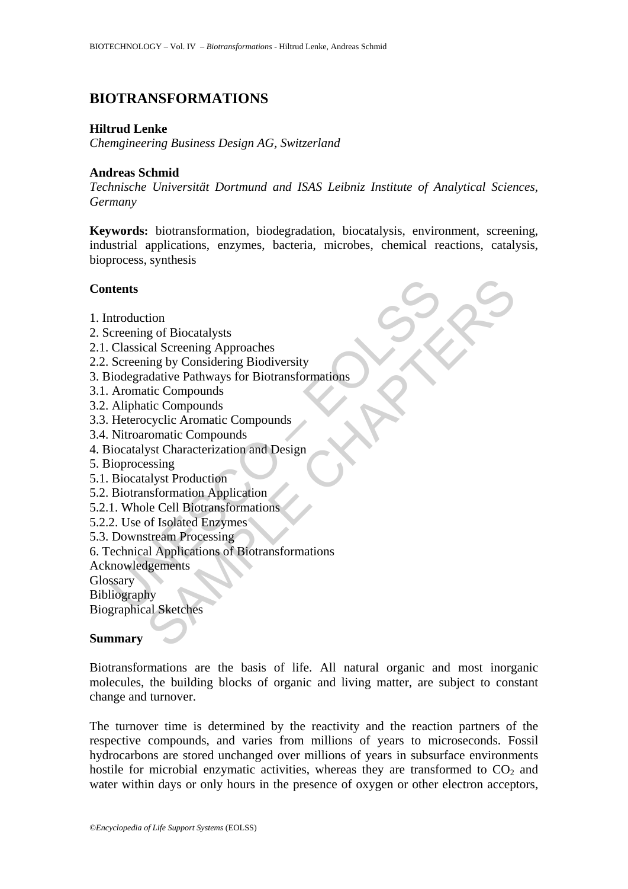# BIOTRANSFORMATIONS

**Hiltrud Lenke**
*Chemgineering Business Design AG, Switzerland*

**Andreas Schmid**
*Technische Universität Dortmund and ISAS Leibniz Institute of Analytical Sciences, Germany*

**Keywords:** biotransformation, biodegradation, biocatalysis, environment, screening, industrial applications, enzymes, bacteria, microbes, chemical reactions, catalysis, bioprocess, synthesis

## Contents

1. Introduction
2. Screening of Biocatalysts
2.1. Classical Screening Approaches
2.2. Screening by Considering Biodiversity
3. Biodegradative Pathways for Biotransformations
3.1. Aromatic Compounds
3.2. Aliphatic Compounds
3.3. Heterocyclic Aromatic Compounds
3.4. Nitroaromatic Compounds
4. Biocatalyst Characterization and Design
5. Bioprocessing
5.1. Biocatalyst Production
5.2. Biotransformation Application
5.2.1. Whole Cell Biotransformations
5.2.2. Use of Isolated Enzymes
5.3. Downstream Processing
6. Technical Applications of Biotransformations

Acknowledgements
Glossary
Bibliography
Biographical Sketches

## Summary

Biotransformations are the basis of life. All natural organic and most inorganic molecules, the building blocks of organic and living matter, are subject to constant change and turnover.

The turnover time is determined by the reactivity and the reaction partners of the respective compounds, and varies from millions of years to microseconds. Fossil hydrocarbons are stored unchanged over millions of years in subsurface environments hostile for microbial enzymatic activities, whereas they are transformed to $CO_2$ and water within days or only hours in the presence of oxygen or other electron acceptors,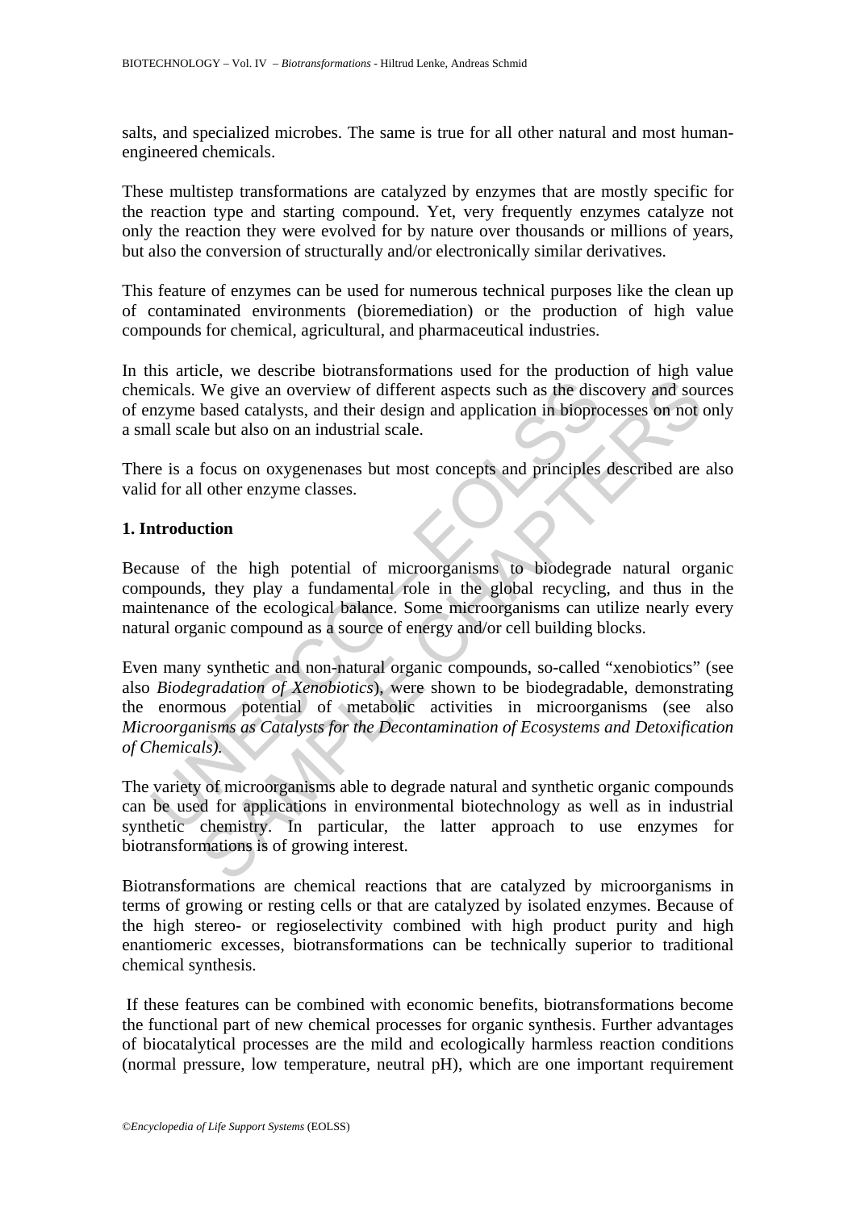salts, and specialized microbes. The same is true for all other natural and most human-engineered chemicals.

These multistep transformations are catalyzed by enzymes that are mostly specific for the reaction type and starting compound. Yet, very frequently enzymes catalyze not only the reaction they were evolved for by nature over thousands or millions of years, but also the conversion of structurally and/or electronically similar derivatives.

This feature of enzymes can be used for numerous technical purposes like the clean up of contaminated environments (bioremediation) or the production of high value compounds for chemical, agricultural, and pharmaceutical industries.

In this article, we describe biotransformations used for the production of high value chemicals. We give an overview of different aspects such as the discovery and sources of enzyme based catalysts, and their design and application in bioprocesses on not only a small scale but also on an industrial scale.

There is a focus on oxygenenases but most concepts and principles described are also valid for all other enzyme classes.

## 1. Introduction

Because of the high potential of microorganisms to biodegrade natural organic compounds, they play a fundamental role in the global recycling, and thus in the maintenance of the ecological balance. Some microorganisms can utilize nearly every natural organic compound as a source of energy and/or cell building blocks.

Even many synthetic and non-natural organic compounds, so-called "xenobiotics" (see also *Biodegradation of Xenobiotics*), were shown to be biodegradable, demonstrating the enormous potential of metabolic activities in microorganisms (see also *Microorganisms as Catalysts for the Decontamination of Ecosystems and Detoxification of Chemicals).*

The variety of microorganisms able to degrade natural and synthetic organic compounds can be used for applications in environmental biotechnology as well as in industrial synthetic chemistry. In particular, the latter approach to use enzymes for biotransformations is of growing interest.

Biotransformations are chemical reactions that are catalyzed by microorganisms in terms of growing or resting cells or that are catalyzed by isolated enzymes. Because of the high stereo- or regioselectivity combined with high product purity and high enantiomeric excesses, biotransformations can be technically superior to traditional chemical synthesis.

If these features can be combined with economic benefits, biotransformations become the functional part of new chemical processes for organic synthesis. Further advantages of biocatalytical processes are the mild and ecologically harmless reaction conditions (normal pressure, low temperature, neutral pH), which are one important requirement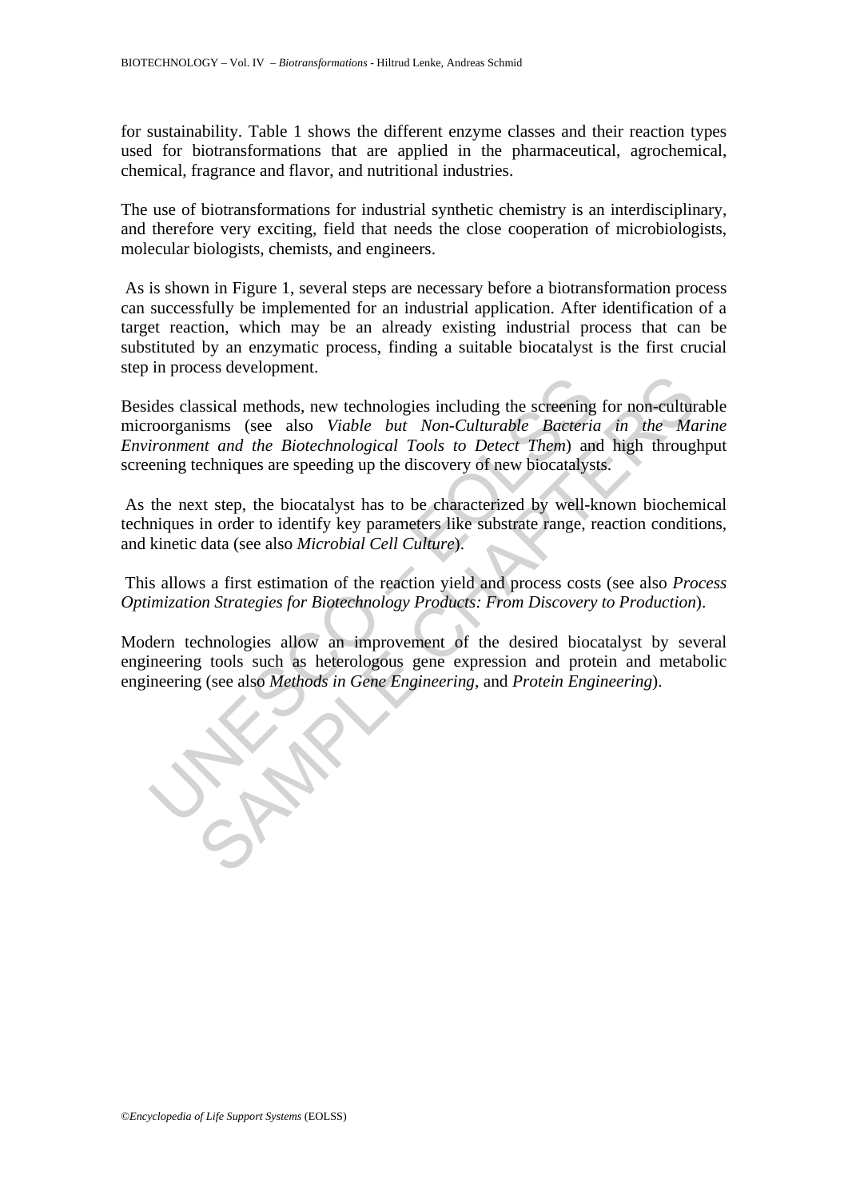for sustainability. Table 1 shows the different enzyme classes and their reaction types used for biotransformations that are applied in the pharmaceutical, agrochemical, chemical, fragrance and flavor, and nutritional industries.

The use of biotransformations for industrial synthetic chemistry is an interdisciplinary, and therefore very exciting, field that needs the close cooperation of microbiologists, molecular biologists, chemists, and engineers.

As is shown in Figure 1, several steps are necessary before a biotransformation process can successfully be implemented for an industrial application. After identification of a target reaction, which may be an already existing industrial process that can be substituted by an enzymatic process, finding a suitable biocatalyst is the first crucial step in process development.

Besides classical methods, new technologies including the screening for non-culturable microorganisms (see also *Viable but Non-Culturable Bacteria in the Marine Environment and the Biotechnological Tools to Detect Them*) and high throughput screening techniques are speeding up the discovery of new biocatalysts.

As the next step, the biocatalyst has to be characterized by well-known biochemical techniques in order to identify key parameters like substrate range, reaction conditions, and kinetic data (see also *Microbial Cell Culture*).

This allows a first estimation of the reaction yield and process costs (see also *Process Optimization Strategies for Biotechnology Products: From Discovery to Production*).

Modern technologies allow an improvement of the desired biocatalyst by several engineering tools such as heterologous gene expression and protein and metabolic engineering (see also *Methods in Gene Engineering*, and *Protein Engineering*).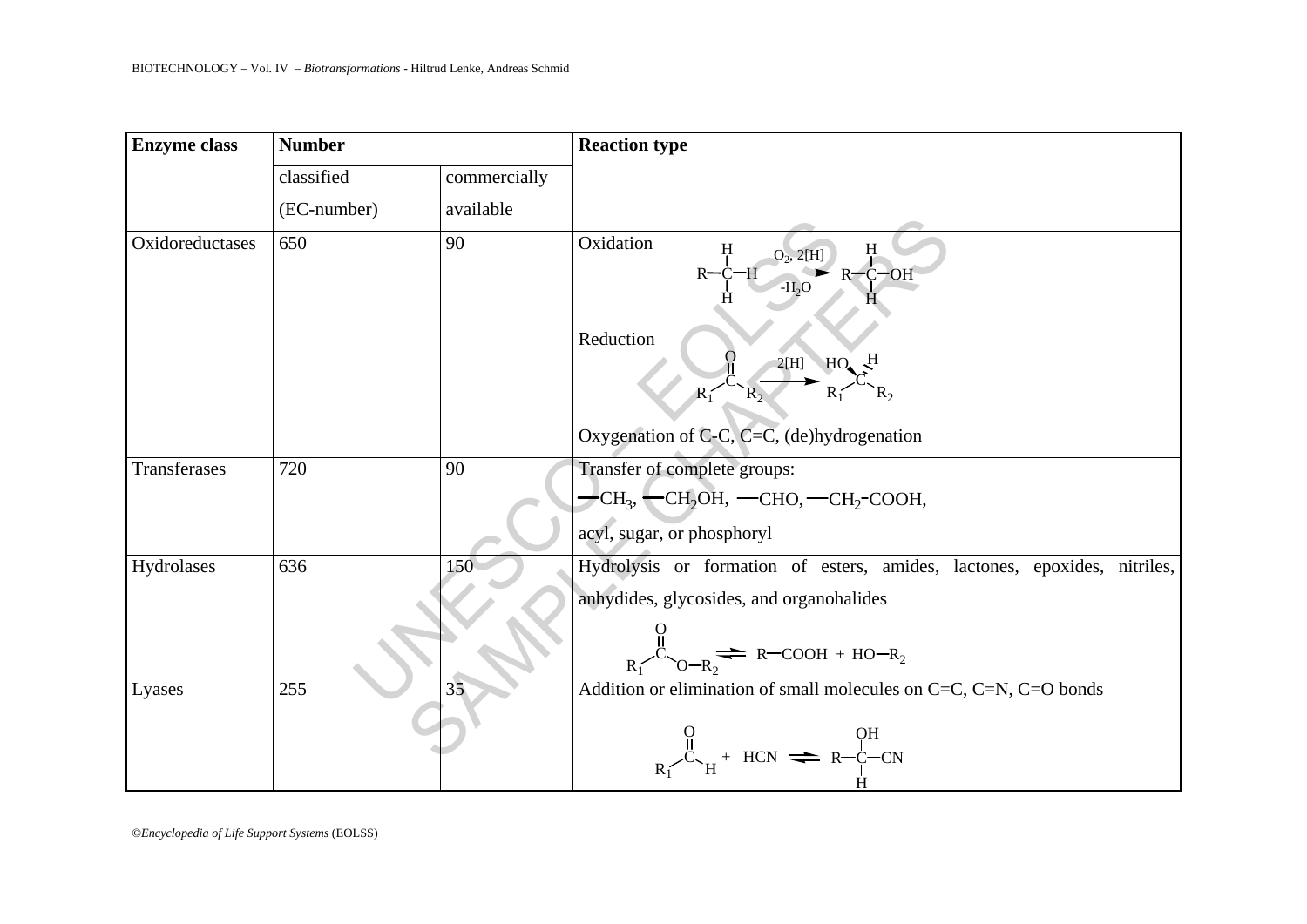| Enzyme class | Number | | Reaction type |
|---|---|---|---|
| | classified (EC-number) | commercially available | |
| Oxidoreductases | 650 | 90 | Oxidation $R{-}CH_3 \xrightarrow[-H_2O]{O_2,\ 2[H]} R{-}CH_2{-}OH$<br>Reduction $R_1{-}C(=O){-}R_2 \xrightarrow{2[H]} R_1{-}CH(OH){-}R_2$<br>Oxygenation of C-C, C=C, (de)hydrogenation |
| Transferases | 720 | 90 | Transfer of complete groups:<br>$-CH_3$, $-CH_2OH$, $-CHO$, $-CH_2{-}COOH$,<br>acyl, sugar, or phosphoryl |
| Hydrolases | 636 | 150 | Hydrolysis or formation of esters, amides, lactones, epoxides, nitriles, anhydrides, glycosides, and organohalides<br>$R_1{-}C(=O){-}O{-}R_2 \rightleftharpoons R{-}COOH + HO{-}R_2$ |
| Lyases | 255 | 35 | Addition or elimination of small molecules on C=C, C=N, C=O bonds<br>$R_1{-}C(=O){-}H + HCN \rightleftharpoons R{-}CH(OH){-}CN$ |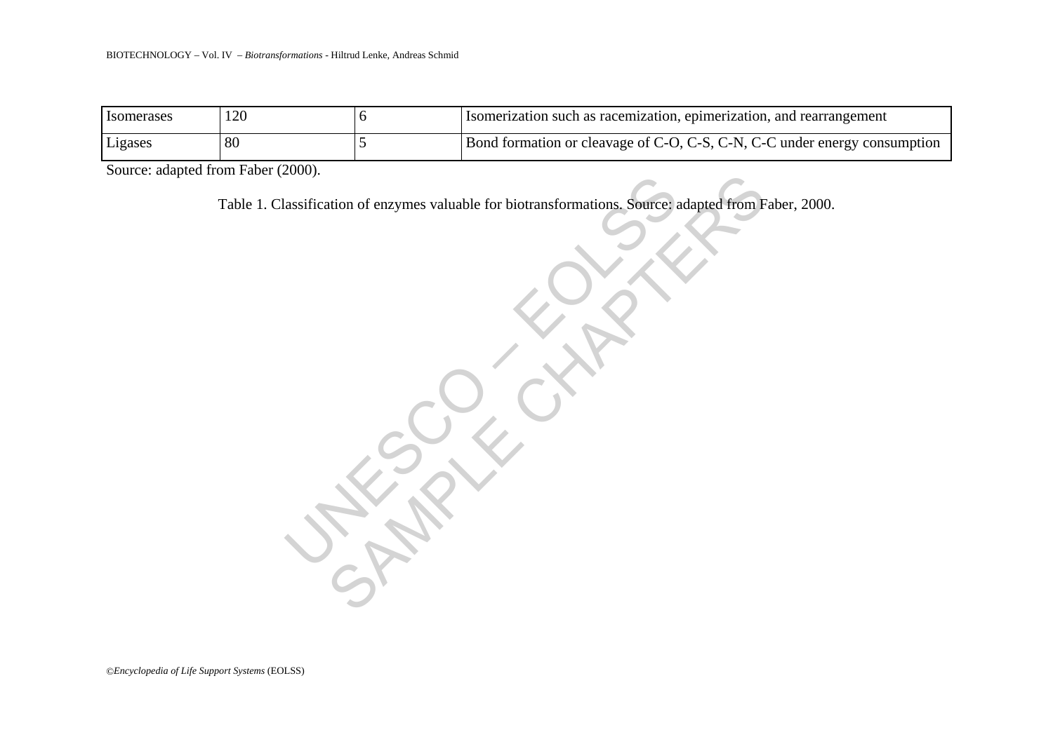| Isomerases | 120 | 6 | Isomerization such as racemization, epimerization, and rearrangement |
| --- | --- | --- | --- |
| Ligases | 80 | 5 | Bond formation or cleavage of C-O, C-S, C-N, C-C under energy consumption |

Source: adapted from Faber (2000).

Table 1. Classification of enzymes valuable for biotransformations. Source: adapted from Faber, 2000.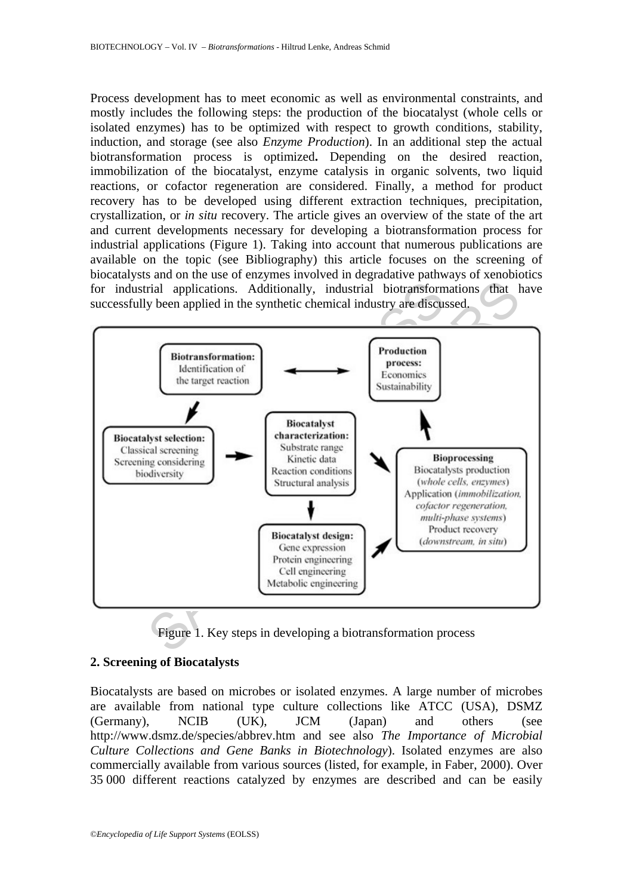Process development has to meet economic as well as environmental constraints, and mostly includes the following steps: the production of the biocatalyst (whole cells or isolated enzymes) has to be optimized with respect to growth conditions, stability, induction, and storage (see also *Enzyme Production*). In an additional step the actual biotransformation process is optimized**.** Depending on the desired reaction, immobilization of the biocatalyst, enzyme catalysis in organic solvents, two liquid reactions, or cofactor regeneration are considered. Finally, a method for product recovery has to be developed using different extraction techniques, precipitation, crystallization, or *in situ* recovery. The article gives an overview of the state of the art and current developments necessary for developing a biotransformation process for industrial applications (Figure 1). Taking into account that numerous publications are available on the topic (see Bibliography) this article focuses on the screening of biocatalysts and on the use of enzymes involved in degradative pathways of xenobiotics for industrial applications. Additionally, industrial biotransformations that have successfully been applied in the synthetic chemical industry are discussed.

Figure 1. Key steps in developing a biotransformation process

## 2. Screening of Biocatalysts

Biocatalysts are based on microbes or isolated enzymes. A large number of microbes are available from national type culture collections like ATCC (USA), DSMZ (Germany), NCIB (UK), JCM (Japan) and others (see http://www.dsmz.de/species/abbrev.htm and see also *The Importance of Microbial Culture Collections and Gene Banks in Biotechnology*). Isolated enzymes are also commercially available from various sources (listed, for example, in Faber, 2000). Over 35 000 different reactions catalyzed by enzymes are described and can be easily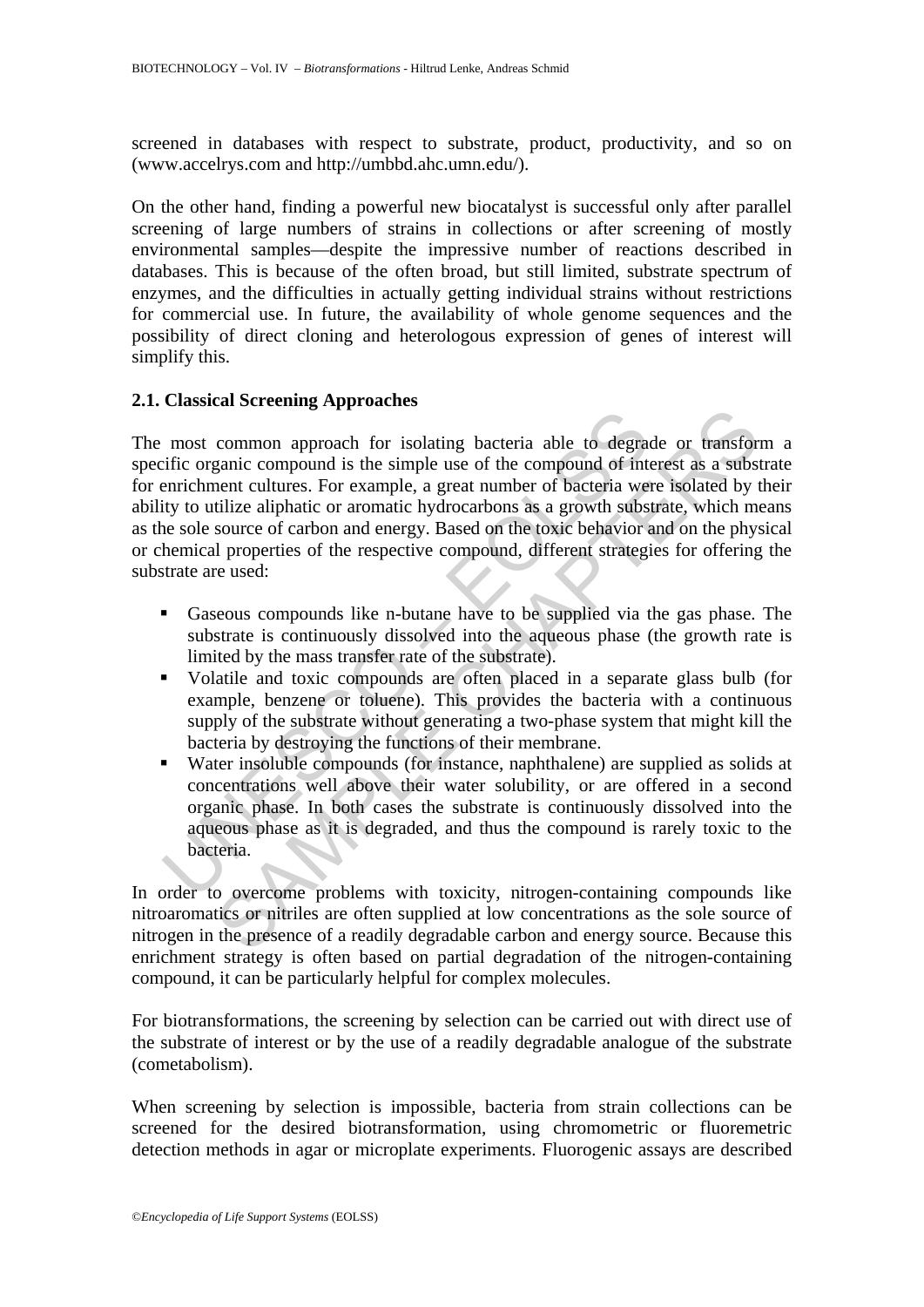screened in databases with respect to substrate, product, productivity, and so on (www.accelrys.com and http://umbbd.ahc.umn.edu/).

On the other hand, finding a powerful new biocatalyst is successful only after parallel screening of large numbers of strains in collections or after screening of mostly environmental samples—despite the impressive number of reactions described in databases. This is because of the often broad, but still limited, substrate spectrum of enzymes, and the difficulties in actually getting individual strains without restrictions for commercial use. In future, the availability of whole genome sequences and the possibility of direct cloning and heterologous expression of genes of interest will simplify this.

### 2.1. Classical Screening Approaches

The most common approach for isolating bacteria able to degrade or transform a specific organic compound is the simple use of the compound of interest as a substrate for enrichment cultures. For example, a great number of bacteria were isolated by their ability to utilize aliphatic or aromatic hydrocarbons as a growth substrate, which means as the sole source of carbon and energy. Based on the toxic behavior and on the physical or chemical properties of the respective compound, different strategies for offering the substrate are used:

- Gaseous compounds like n-butane have to be supplied via the gas phase. The substrate is continuously dissolved into the aqueous phase (the growth rate is limited by the mass transfer rate of the substrate).
- Volatile and toxic compounds are often placed in a separate glass bulb (for example, benzene or toluene). This provides the bacteria with a continuous supply of the substrate without generating a two-phase system that might kill the bacteria by destroying the functions of their membrane.
- Water insoluble compounds (for instance, naphthalene) are supplied as solids at concentrations well above their water solubility, or are offered in a second organic phase. In both cases the substrate is continuously dissolved into the aqueous phase as it is degraded, and thus the compound is rarely toxic to the bacteria.

In order to overcome problems with toxicity, nitrogen-containing compounds like nitroaromatics or nitriles are often supplied at low concentrations as the sole source of nitrogen in the presence of a readily degradable carbon and energy source. Because this enrichment strategy is often based on partial degradation of the nitrogen-containing compound, it can be particularly helpful for complex molecules.

For biotransformations, the screening by selection can be carried out with direct use of the substrate of interest or by the use of a readily degradable analogue of the substrate (cometabolism).

When screening by selection is impossible, bacteria from strain collections can be screened for the desired biotransformation, using chromometric or fluoremetric detection methods in agar or microplate experiments. Fluorogenic assays are described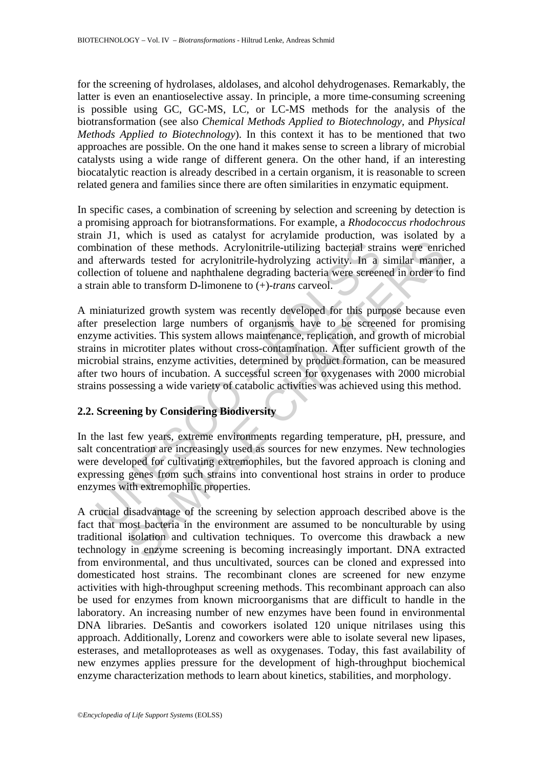for the screening of hydrolases, aldolases, and alcohol dehydrogenases. Remarkably, the latter is even an enantioselective assay. In principle, a more time-consuming screening is possible using GC, GC-MS, LC, or LC-MS methods for the analysis of the biotransformation (see also *Chemical Methods Applied to Biotechnology*, and *Physical Methods Applied to Biotechnology*). In this context it has to be mentioned that two approaches are possible. On the one hand it makes sense to screen a library of microbial catalysts using a wide range of different genera. On the other hand, if an interesting biocatalytic reaction is already described in a certain organism, it is reasonable to screen related genera and families since there are often similarities in enzymatic equipment.

In specific cases, a combination of screening by selection and screening by detection is a promising approach for biotransformations. For example, a *Rhodococcus rhodochrous* strain J1, which is used as catalyst for acrylamide production, was isolated by a combination of these methods. Acrylonitrile-utilizing bacterial strains were enriched and afterwards tested for acrylonitrile-hydrolyzing activity. In a similar manner, a collection of toluene and naphthalene degrading bacteria were screened in order to find a strain able to transform D-limonene to (+)-*trans* carveol.

A miniaturized growth system was recently developed for this purpose because even after preselection large numbers of organisms have to be screened for promising enzyme activities. This system allows maintenance, replication, and growth of microbial strains in microtiter plates without cross-contamination. After sufficient growth of the microbial strains, enzyme activities, determined by product formation, can be measured after two hours of incubation. A successful screen for oxygenases with 2000 microbial strains possessing a wide variety of catabolic activities was achieved using this method.

## 2.2. Screening by Considering Biodiversity

In the last few years, extreme environments regarding temperature, pH, pressure, and salt concentration are increasingly used as sources for new enzymes. New technologies were developed for cultivating extremophiles, but the favored approach is cloning and expressing genes from such strains into conventional host strains in order to produce enzymes with extremophilic properties.

A crucial disadvantage of the screening by selection approach described above is the fact that most bacteria in the environment are assumed to be nonculturable by using traditional isolation and cultivation techniques. To overcome this drawback a new technology in enzyme screening is becoming increasingly important. DNA extracted from environmental, and thus uncultivated, sources can be cloned and expressed into domesticated host strains. The recombinant clones are screened for new enzyme activities with high-throughput screening methods. This recombinant approach can also be used for enzymes from known microorganisms that are difficult to handle in the laboratory. An increasing number of new enzymes have been found in environmental DNA libraries. DeSantis and coworkers isolated 120 unique nitrilases using this approach. Additionally, Lorenz and coworkers were able to isolate several new lipases, esterases, and metalloproteases as well as oxygenases. Today, this fast availability of new enzymes applies pressure for the development of high-throughput biochemical enzyme characterization methods to learn about kinetics, stabilities, and morphology.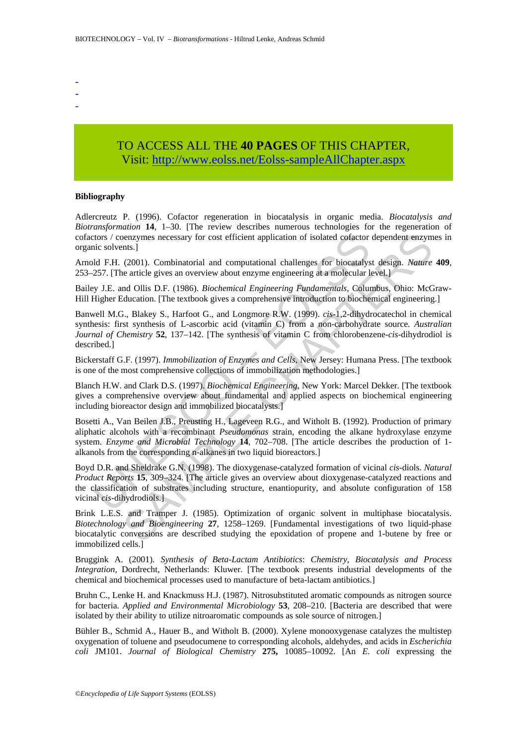-
-
-

TO ACCESS ALL THE **40 PAGES** OF THIS CHAPTER,
Visit: http://www.eolss.net/Eolss-sampleAllChapter.aspx

**Bibliography**

Adlercreutz P. (1996). Cofactor regeneration in biocatalysis in organic media. *Biocatalysis and Biotransformation* **14**, 1–30. [The review describes numerous technologies for the regeneration of cofactors / coenzymes necessary for cost efficient application of isolated cofactor dependent enzymes in organic solvents.]

Arnold F.H. (2001). Combinatorial and computational challenges for biocatalyst design. *Nature* **409**, 253–257. [The article gives an overview about enzyme engineering at a molecular level.]

Bailey J.E. and Ollis D.F. (1986). *Biochemical Engineering Fundamentals*, Columbus, Ohio: McGraw-Hill Higher Education. [The textbook gives a comprehensive introduction to biochemical engineering.]

Banwell M.G., Blakey S., Harfoot G., and Longmore R.W. (1999). *cis*-1,2-dihydrocatechol in chemical synthesis: first synthesis of L-ascorbic acid (vitamin C) from a non-carbohydrate source. *Australian Journal of Chemistry* **52**, 137–142. [The synthesis of vitamin C from chlorobenzene-*cis*-dihydrodiol is described.]

Bickerstaff G.F. (1997). *Immobilization of Enzymes and Cells*, New Jersey: Humana Press. [The textbook is one of the most comprehensive collections of immobilization methodologies.]

Blanch H.W. and Clark D.S. (1997). *Biochemical Engineering*, New York: Marcel Dekker. [The textbook gives a comprehensive overview about fundamental and applied aspects on biochemical engineering including bioreactor design and immobilized biocatalysts.]

Bosetti A., Van Beilen J.B., Preusting H., Lageveen R.G., and Witholt B. (1992). Production of primary aliphatic alcohols with a recombinant *Pseudomonas* strain, encoding the alkane hydroxylase enzyme system. *Enzyme and Microbial Technology* **14**, 702–708. [The article describes the production of 1-alkanols from the corresponding n-alkanes in two liquid bioreactors.]

Boyd D.R. and Sheldrake G.N. (1998). The dioxygenase-catalyzed formation of vicinal *cis*-diols. *Natural Product Reports* **15**, 309–324. [The article gives an overview about dioxygenase-catalyzed reactions and the classification of substrates including structure, enantiopurity, and absolute configuration of 158 vicinal *cis*-dihydrodiols.]

Brink L.E.S. and Tramper J. (1985). Optimization of organic solvent in multiphase biocatalysis. *Biotechnology and Bioengineering* **27**, 1258–1269. [Fundamental investigations of two liquid-phase biocatalytic conversions are described studying the epoxidation of propene and 1-butene by free or immobilized cells.]

Bruggink A. (2001). *Synthesis of Beta-Lactam Antibiotics*: *Chemistry, Biocatalysis and Process Integration*, Dordrecht, Netherlands: Kluwer. [The textbook presents industrial developments of the chemical and biochemical processes used to manufacture of beta-lactam antibiotics.]

Bruhn C., Lenke H. and Knackmuss H.J. (1987). Nitrosubstituted aromatic compounds as nitrogen source for bacteria. *Applied and Environmental Microbiology* **53**, 208–210. [Bacteria are described that were isolated by their ability to utilize nitroaromatic compounds as sole source of nitrogen.]

Bühler B., Schmid A., Hauer B., and Witholt B. (2000). Xylene monooxygenase catalyzes the multistep oxygenation of toluene and pseudocumene to corresponding alcohols, aldehydes, and acids in *Escherichia coli* JM101. *Journal of Biological Chemistry* **275,** 10085–10092. [An *E. coli* expressing the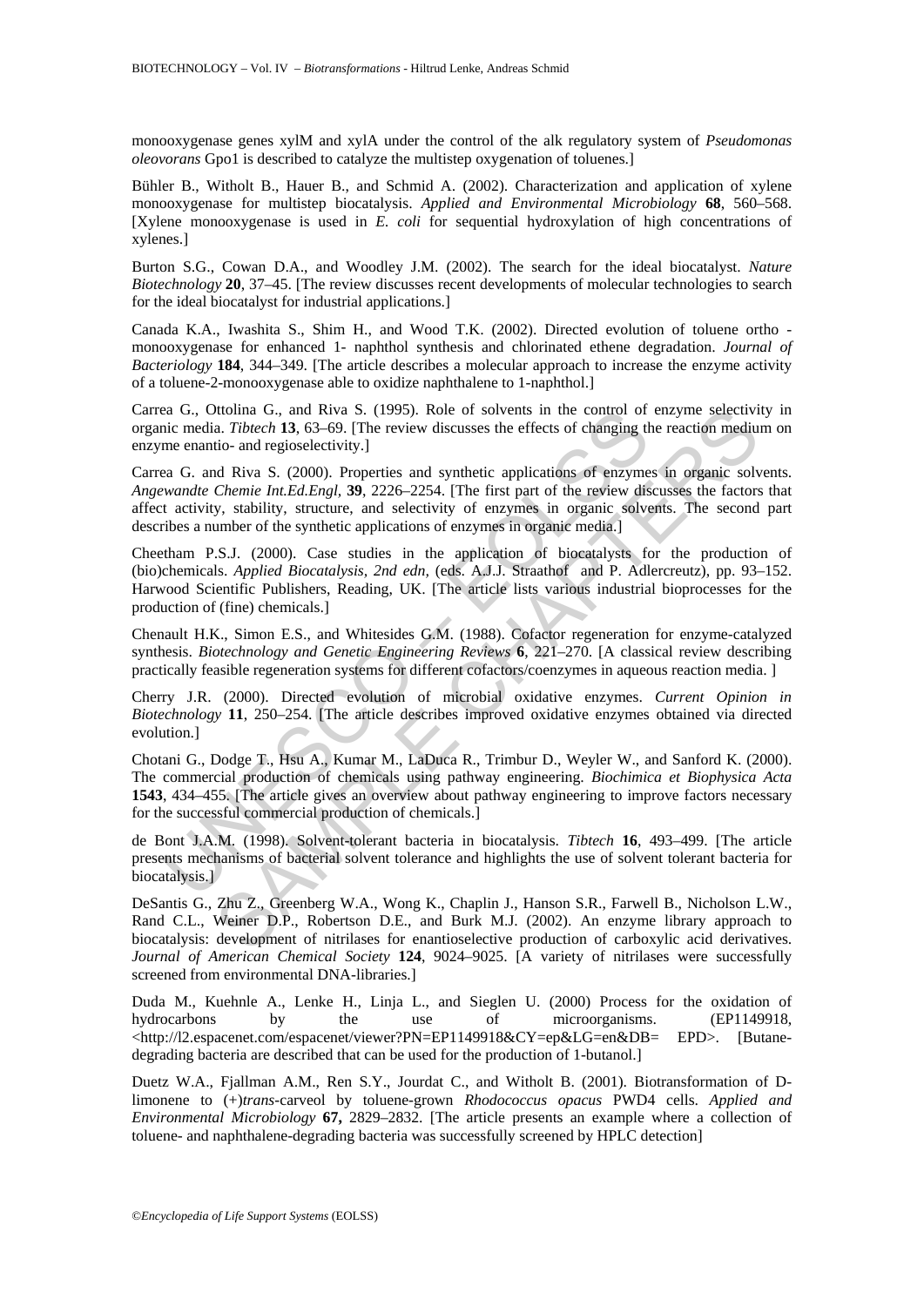monooxygenase genes xylM and xylA under the control of the alk regulatory system of *Pseudomonas oleovorans* Gpo1 is described to catalyze the multistep oxygenation of toluenes.]

Bühler B., Witholt B., Hauer B., and Schmid A. (2002). Characterization and application of xylene monooxygenase for multistep biocatalysis. *Applied and Environmental Microbiology* **68**, 560–568. [Xylene monooxygenase is used in *E. coli* for sequential hydroxylation of high concentrations of xylenes.]

Burton S.G., Cowan D.A., and Woodley J.M. (2002). The search for the ideal biocatalyst. *Nature Biotechnology* **20**, 37–45. [The review discusses recent developments of molecular technologies to search for the ideal biocatalyst for industrial applications.]

Canada K.A., Iwashita S., Shim H., and Wood T.K. (2002). Directed evolution of toluene ortho - monooxygenase for enhanced 1- naphthol synthesis and chlorinated ethene degradation. *Journal of Bacteriology* **184**, 344–349. [The article describes a molecular approach to increase the enzyme activity of a toluene-2-monooxygenase able to oxidize naphthalene to 1-naphthol.]

Carrea G., Ottolina G., and Riva S. (1995). Role of solvents in the control of enzyme selectivity in organic media. *Tibtech* **13**, 63–69. [The review discusses the effects of changing the reaction medium on enzyme enantio- and regioselectivity.]

Carrea G. and Riva S. (2000). Properties and synthetic applications of enzymes in organic solvents. *Angewandte Chemie Int.Ed.Engl*, **39**, 2226–2254. [The first part of the review discusses the factors that affect activity, stability, structure, and selectivity of enzymes in organic solvents. The second part describes a number of the synthetic applications of enzymes in organic media.]

Cheetham P.S.J. (2000). Case studies in the application of biocatalysts for the production of (bio)chemicals. *Applied Biocatalysis, 2nd edn*, (eds. A.J.J. Straathof and P. Adlercreutz), pp. 93–152. Harwood Scientific Publishers, Reading, UK. [The article lists various industrial bioprocesses for the production of (fine) chemicals.]

Chenault H.K., Simon E.S., and Whitesides G.M. (1988). Cofactor regeneration for enzyme-catalyzed synthesis. *Biotechnology and Genetic Engineering Reviews* **6**, 221–270. [A classical review describing practically feasible regeneration systems for different cofactors/coenzymes in aqueous reaction media. ]

Cherry J.R. (2000). Directed evolution of microbial oxidative enzymes. *Current Opinion in Biotechnology* **11**, 250–254. [The article describes improved oxidative enzymes obtained via directed evolution.]

Chotani G., Dodge T., Hsu A., Kumar M., LaDuca R., Trimbur D., Weyler W., and Sanford K. (2000). The commercial production of chemicals using pathway engineering. *Biochimica et Biophysica Acta* **1543**, 434–455. [The article gives an overview about pathway engineering to improve factors necessary for the successful commercial production of chemicals.]

de Bont J.A.M. (1998). Solvent-tolerant bacteria in biocatalysis. *Tibtech* **16**, 493–499. [The article presents mechanisms of bacterial solvent tolerance and highlights the use of solvent tolerant bacteria for biocatalysis.]

DeSantis G., Zhu Z., Greenberg W.A., Wong K., Chaplin J., Hanson S.R., Farwell B., Nicholson L.W., Rand C.L., Weiner D.P., Robertson D.E., and Burk M.J. (2002). An enzyme library approach to biocatalysis: development of nitrilases for enantioselective production of carboxylic acid derivatives. *Journal of American Chemical Society* **124**, 9024–9025. [A variety of nitrilases were successfully screened from environmental DNA-libraries.]

Duda M., Kuehnle A., Lenke H., Linja L., and Sieglen U. (2000) Process for the oxidation of hydrocarbons by the use of microorganisms. (EP1149918, <http://l2.espacenet.com/espacenet/viewer?PN=EP1149918&CY=ep&LG=en&DB= EPD>. [Butane-degrading bacteria are described that can be used for the production of 1-butanol.]

Duetz W.A., Fjallman A.M., Ren S.Y., Jourdat C., and Witholt B. (2001). Biotransformation of D-limonene to (+)*trans*-carveol by toluene-grown *Rhodococcus opacus* PWD4 cells. *Applied and Environmental Microbiology* **67,** 2829–2832. [The article presents an example where a collection of toluene- and naphthalene-degrading bacteria was successfully screened by HPLC detection]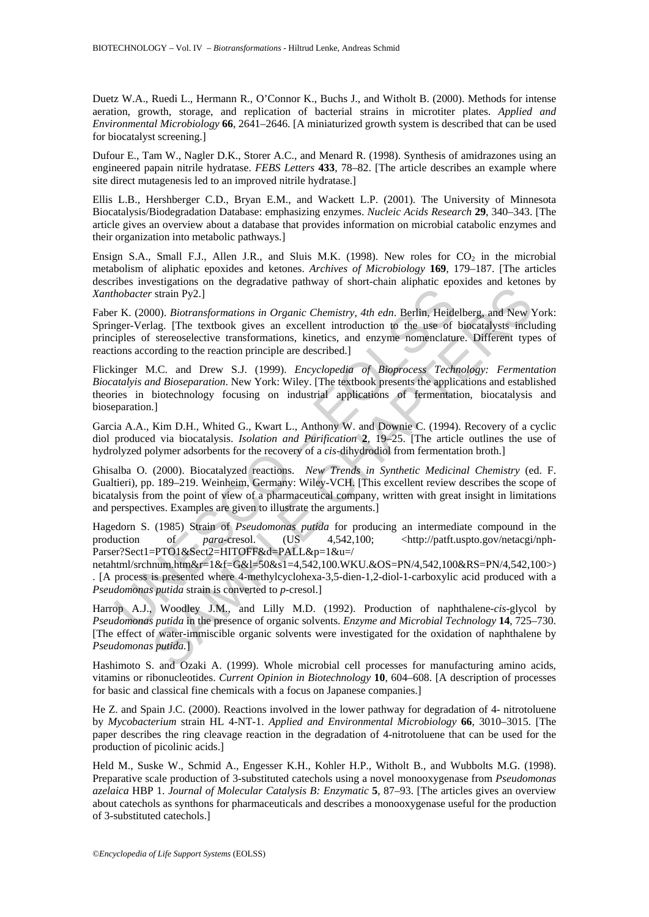Duetz W.A., Ruedi L., Hermann R., O'Connor K., Buchs J., and Witholt B. (2000). Methods for intense aeration, growth, storage, and replication of bacterial strains in microtiter plates. *Applied and Environmental Microbiology* **66**, 2641–2646. [A miniaturized growth system is described that can be used for biocatalyst screening.]

Dufour E., Tam W., Nagler D.K., Storer A.C., and Menard R. (1998). Synthesis of amidrazones using an engineered papain nitrile hydratase. *FEBS Letters* **433**, 78–82. [The article describes an example where site direct mutagenesis led to an improved nitrile hydratase.]

Ellis L.B., Hershberger C.D., Bryan E.M., and Wackett L.P. (2001). The University of Minnesota Biocatalysis/Biodegradation Database: emphasizing enzymes. *Nucleic Acids Research* **29**, 340–343. [The article gives an overview about a database that provides information on microbial catabolic enzymes and their organization into metabolic pathways.]

Ensign S.A., Small F.J., Allen J.R., and Sluis M.K. (1998). New roles for $CO_2$ in the microbial metabolism of aliphatic epoxides and ketones. *Archives of Microbiology* **169**, 179–187. [The articles describes investigations on the degradative pathway of short-chain aliphatic epoxides and ketones by *Xanthobacter* strain Py2.]

Faber K. (2000). *Biotransformations in Organic Chemistry, 4th edn*. Berlin, Heidelberg, and New York: Springer-Verlag. [The textbook gives an excellent introduction to the use of biocatalysts including principles of stereoselective transformations, kinetics, and enzyme nomenclature. Different types of reactions according to the reaction principle are described.]

Flickinger M.C. and Drew S.J. (1999). *Encyclopedia of Bioprocess Technology: Fermentation Biocatalyis and Bioseparation*. New York: Wiley. [The textbook presents the applications and established theories in biotechnology focusing on industrial applications of fermentation, biocatalysis and bioseparation.]

Garcia A.A., Kim D.H., Whited G., Kwart L., Anthony W. and Downie C. (1994). Recovery of a cyclic diol produced via biocatalysis. *Isolation and Purification* **2**, 19–25. [The article outlines the use of hydrolyzed polymer adsorbents for the recovery of a *cis*-dihydrodiol from fermentation broth.]

Ghisalba O. (2000). Biocatalyzed reactions. *New Trends in Synthetic Medicinal Chemistry* (ed. F. Gualtieri), pp. 189–219. Weinheim, Germany: Wiley-VCH. [This excellent review describes the scope of bicatalysis from the point of view of a pharmaceutical company, written with great insight in limitations and perspectives. Examples are given to illustrate the arguments.]

Hagedorn S. (1985) Strain of *Pseudomonas putida* for producing an intermediate compound in the production of *para*-cresol. (US 4,542,100; <http://patft.uspto.gov/netacgi/nph-Parser?Sect1=PTO1&Sect2=HITOFF&d=PALL&p=1&u=/netahtml/srchnum.htm&r=1&f=G&l=50&s1=4,542,100.WKU.&OS=PN/4,542,100&RS=PN/4,542,100>). [A process is presented where 4-methylcyclohexa-3,5-dien-1,2-diol-1-carboxylic acid produced with a *Pseudomonas putida* strain is converted to *p*-cresol.]

Harrop A.J., Woodley J.M., and Lilly M.D. (1992). Production of naphthalene-*cis*-glycol by *Pseudomonas putida* in the presence of organic solvents. *Enzyme and Microbial Technology* **14**, 725–730. [The effect of water-immiscible organic solvents were investigated for the oxidation of naphthalene by *Pseudomonas putida*.]

Hashimoto S. and Ozaki A. (1999). Whole microbial cell processes for manufacturing amino acids, vitamins or ribonucleotides. *Current Opinion in Biotechnology* **10**, 604–608. [A description of processes for basic and classical fine chemicals with a focus on Japanese companies.]

He Z. and Spain J.C. (2000). Reactions involved in the lower pathway for degradation of 4- nitrotoluene by *Mycobacterium* strain HL 4-NT-1. *Applied and Environmental Microbiology* **66**, 3010–3015. [The paper describes the ring cleavage reaction in the degradation of 4-nitrotoluene that can be used for the production of picolinic acids.]

Held M., Suske W., Schmid A., Engesser K.H., Kohler H.P., Witholt B., and Wubbolts M.G. (1998). Preparative scale production of 3-substituted catechols using a novel monooxygenase from *Pseudomonas azelaica* HBP 1. *Journal of Molecular Catalysis B: Enzymatic* **5**, 87–93. [The articles gives an overview about catechols as synthons for pharmaceuticals and describes a monooxygenase useful for the production of 3-substituted catechols.]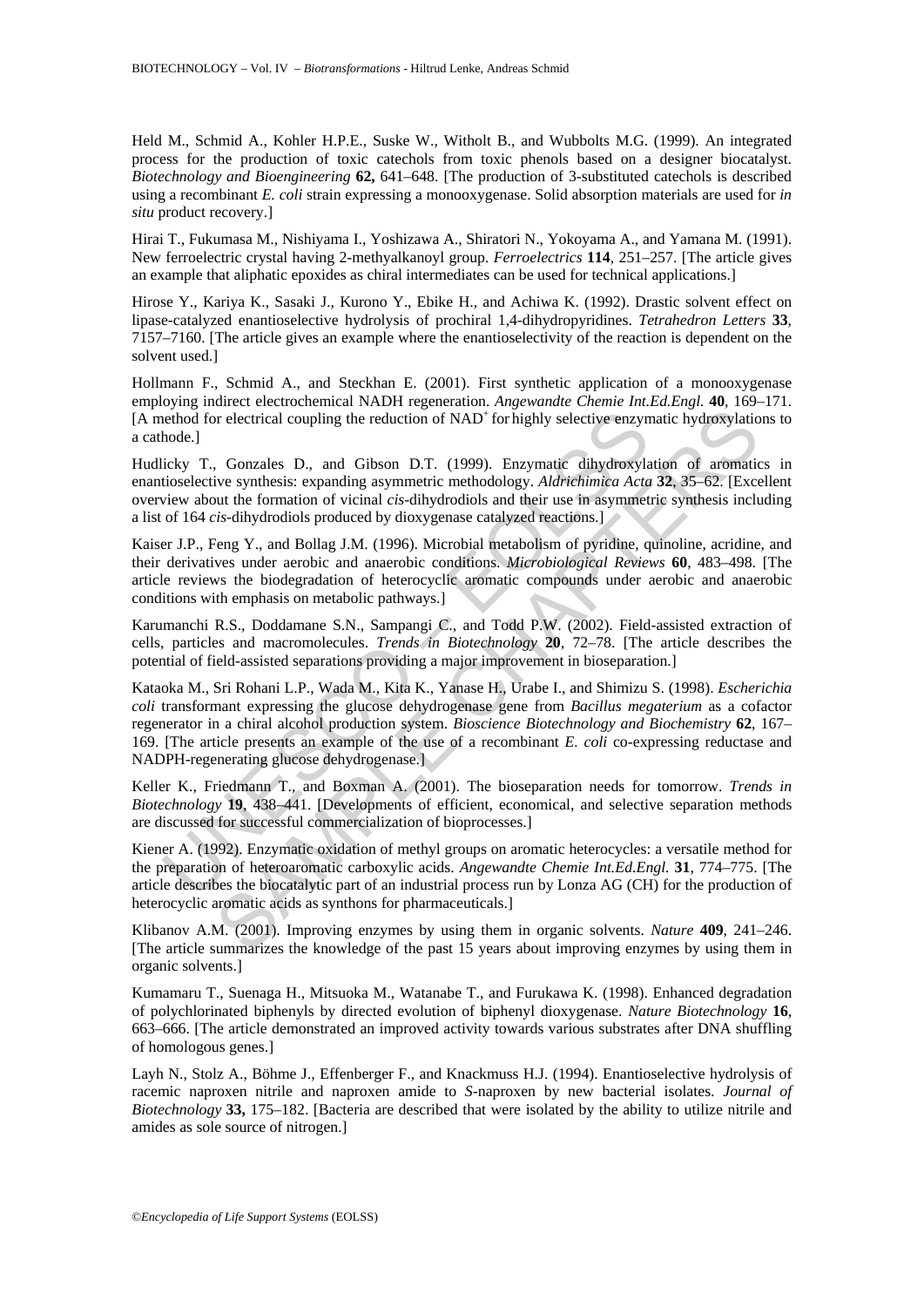Held M., Schmid A., Kohler H.P.E., Suske W., Witholt B., and Wubbolts M.G. (1999). An integrated process for the production of toxic catechols from toxic phenols based on a designer biocatalyst. *Biotechnology and Bioengineering* **62,** 641–648. [The production of 3-substituted catechols is described using a recombinant *E. coli* strain expressing a monooxygenase. Solid absorption materials are used for *in situ* product recovery.]

Hirai T., Fukumasa M., Nishiyama I., Yoshizawa A., Shiratori N., Yokoyama A., and Yamana M. (1991). New ferroelectric crystal having 2-methylalkanoyl group. *Ferroelectrics* **114**, 251–257. [The article gives an example that aliphatic epoxides as chiral intermediates can be used for technical applications.]

Hirose Y., Kariya K., Sasaki J., Kurono Y., Ebike H., and Achiwa K. (1992). Drastic solvent effect on lipase-catalyzed enantioselective hydrolysis of prochiral 1,4-dihydropyridines. *Tetrahedron Letters* **33**, 7157–7160. [The article gives an example where the enantioselectivity of the reaction is dependent on the solvent used.]

Hollmann F., Schmid A., and Steckhan E. (2001). First synthetic application of a monooxygenase employing indirect electrochemical NADH regeneration. *Angewandte Chemie Int.Ed.Engl.* **40**, 169–171. [A method for electrical coupling the reduction of $NAD^+$ for highly selective enzymatic hydroxylations to a cathode.]

Hudlicky T., Gonzales D., and Gibson D.T. (1999). Enzymatic dihydroxylation of aromatics in enantioselective synthesis: expanding asymmetric methodology. *Aldrichimica Acta* **32**, 35–62. [Excellent overview about the formation of vicinal *cis*-dihydrodiols and their use in asymmetric synthesis including a list of 164 *cis*-dihydrodiols produced by dioxygenase catalyzed reactions.]

Kaiser J.P., Feng Y., and Bollag J.M. (1996). Microbial metabolism of pyridine, quinoline, acridine, and their derivatives under aerobic and anaerobic conditions. *Microbiological Reviews* **60**, 483–498. [The article reviews the biodegradation of heterocyclic aromatic compounds under aerobic and anaerobic conditions with emphasis on metabolic pathways.]

Karumanchi R.S., Doddamane S.N., Sampangi C., and Todd P.W. (2002). Field-assisted extraction of cells, particles and macromolecules. *Trends in Biotechnology* **20**, 72–78. [The article describes the potential of field-assisted separations providing a major improvement in bioseparation.]

Kataoka M., Sri Rohani L.P., Wada M., Kita K., Yanase H., Urabe I., and Shimizu S. (1998). *Escherichia coli* transformant expressing the glucose dehydrogenase gene from *Bacillus megaterium* as a cofactor regenerator in a chiral alcohol production system. *Bioscience Biotechnology and Biochemistry* **62**, 167–169. [The article presents an example of the use of a recombinant *E. coli* co-expressing reductase and NADPH-regenerating glucose dehydrogenase.]

Keller K., Friedmann T., and Boxman A. (2001). The bioseparation needs for tomorrow. *Trends in Biotechnology* **19**, 438–441. [Developments of efficient, economical, and selective separation methods are discussed for successful commercialization of bioprocesses.]

Kiener A. (1992). Enzymatic oxidation of methyl groups on aromatic heterocycles: a versatile method for the preparation of heteroaromatic carboxylic acids. *Angewandte Chemie Int.Ed.Engl.* **31**, 774–775. [The article describes the biocatalytic part of an industrial process run by Lonza AG (CH) for the production of heterocyclic aromatic acids as synthons for pharmaceuticals.]

Klibanov A.M. (2001). Improving enzymes by using them in organic solvents. *Nature* **409**, 241–246. [The article summarizes the knowledge of the past 15 years about improving enzymes by using them in organic solvents.]

Kumamaru T., Suenaga H., Mitsuoka M., Watanabe T., and Furukawa K. (1998). Enhanced degradation of polychlorinated biphenyls by directed evolution of biphenyl dioxygenase. *Nature Biotechnology* **16**, 663–666. [The article demonstrated an improved activity towards various substrates after DNA shuffling of homologous genes.]

Layh N., Stolz A., Böhme J., Effenberger F., and Knackmuss H.J. (1994). Enantioselective hydrolysis of racemic naproxen nitrile and naproxen amide to *S*-naproxen by new bacterial isolates. *Journal of Biotechnology* **33,** 175–182. [Bacteria are described that were isolated by the ability to utilize nitrile and amides as sole source of nitrogen.]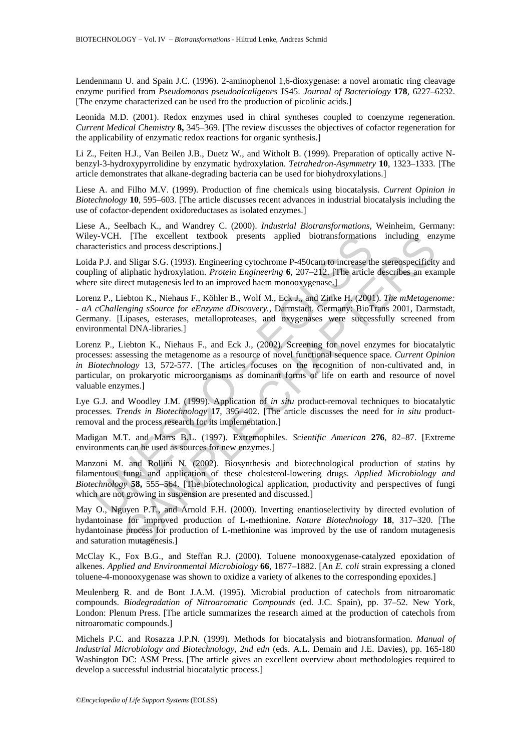Lendenmann U. and Spain J.C. (1996). 2-aminophenol 1,6-dioxygenase: a novel aromatic ring cleavage enzyme purified from *Pseudomonas pseudoalcaligenes* JS45. *Journal of Bacteriology* **178**, 6227–6232. [The enzyme characterized can be used fro the production of picolinic acids.]

Leonida M.D. (2001). Redox enzymes used in chiral syntheses coupled to coenzyme regeneration. *Current Medical Chemistry* **8,** 345–369. [The review discusses the objectives of cofactor regeneration for the applicability of enzymatic redox reactions for organic synthesis.]

Li Z., Feiten H.J., Van Beilen J.B., Duetz W., and Witholt B. (1999). Preparation of optically active N-benzyl-3-hydroxypyrrolidine by enzymatic hydroxylation. *Tetrahedron-Asymmetry* **10**, 1323–1333. [The article demonstrates that alkane-degrading bacteria can be used for biohydroxylations.]

Liese A. and Filho M.V. (1999). Production of fine chemicals using biocatalysis. *Current Opinion in Biotechnology* **10**, 595–603. [The article discusses recent advances in industrial biocatalysis including the use of cofactor-dependent oxidoreductases as isolated enzymes.]

Liese A., Seelbach K., and Wandrey C. (2000). *Industrial Biotransformations*, Weinheim, Germany: Wiley-VCH. [The excellent textbook presents applied biotransformations including enzyme characteristics and process descriptions.]

Loida P.J. and Sligar S.G. (1993). Engineering cytochrome P-450cam to increase the stereospecificity and coupling of aliphatic hydroxylation. *Protein Engineering* **6**, 207–212. [The article describes an example where site direct mutagenesis led to an improved haem monooxygenase.]

Lorenz P., Liebton K., Niehaus F., Köhler B., Wolf M., Eck J., and Zinke H. (2001). *The mMetagenome: - aA cChallenging sSource for eEnzyme dDiscovery.,* Darmstadt, Germany: BioTrans 2001, Darmstadt, Germany. [Lipases, esterases, metalloproteases, and oxygenases were successfully screened from environmental DNA-libraries.]

Lorenz P., Liebton K., Niehaus F., and Eck J., (2002). Screening for novel enzymes for biocatalytic processes: assessing the metagenome as a resource of novel functional sequence space. *Current Opinion in Biotechnology* 13, 572-577. [The articles focuses on the recognition of non-cultivated and, in particular, on prokaryotic microorganisms as dominant forms of life on earth and resource of novel valuable enzymes.]

Lye G.J. and Woodley J.M. (1999). Application of *in situ* product-removal techniques to biocatalytic processes. *Trends in Biotechnology* **17**, 395–402. [The article discusses the need for *in situ* product-removal and the process research for its implementation.]

Madigan M.T. and Marrs B.L. (1997). Extremophiles. *Scientific American* **276**, 82–87. [Extreme environments can be used as sources for new enzymes.]

Manzoni M. and Rollini N. (2002). Biosynthesis and biotechnological production of statins by filamentous fungi and application of these cholesterol-lowering drugs. *Applied Microbiology and Biotechnology* **58,** 555–564. [The biotechnological application, productivity and perspectives of fungi which are not growing in suspension are presented and discussed.]

May O., Nguyen P.T., and Arnold F.H. (2000). Inverting enantioselectivity by directed evolution of hydantoinase for improved production of L-methionine. *Nature Biotechnology* **18**, 317–320. [The hydantoinase process for production of L-methionine was improved by the use of random mutagenesis and saturation mutagenesis.]

McClay K., Fox B.G., and Steffan R.J. (2000). Toluene monooxygenase-catalyzed epoxidation of alkenes. *Applied and Environmental Microbiology* **66**, 1877–1882. [An *E. coli* strain expressing a cloned toluene-4-monooxygenase was shown to oxidize a variety of alkenes to the corresponding epoxides.]

Meulenberg R. and de Bont J.A.M. (1995). Microbial production of catechols from nitroaromatic compounds. *Biodegradation of Nitroaromatic Compounds* (ed. J.C. Spain), pp. 37–52. New York, London: Plenum Press. [The article summarizes the research aimed at the production of catechols from nitroaromatic compounds.]

Michels P.C. and Rosazza J.P.N. (1999). Methods for biocatalysis and biotransformation. *Manual of Industrial Microbiology and Biotechnology, 2nd edn* (eds. A.L. Demain and J.E. Davies), pp. 165-180 Washington DC: ASM Press. [The article gives an excellent overview about methodologies required to develop a successful industrial biocatalytic process.]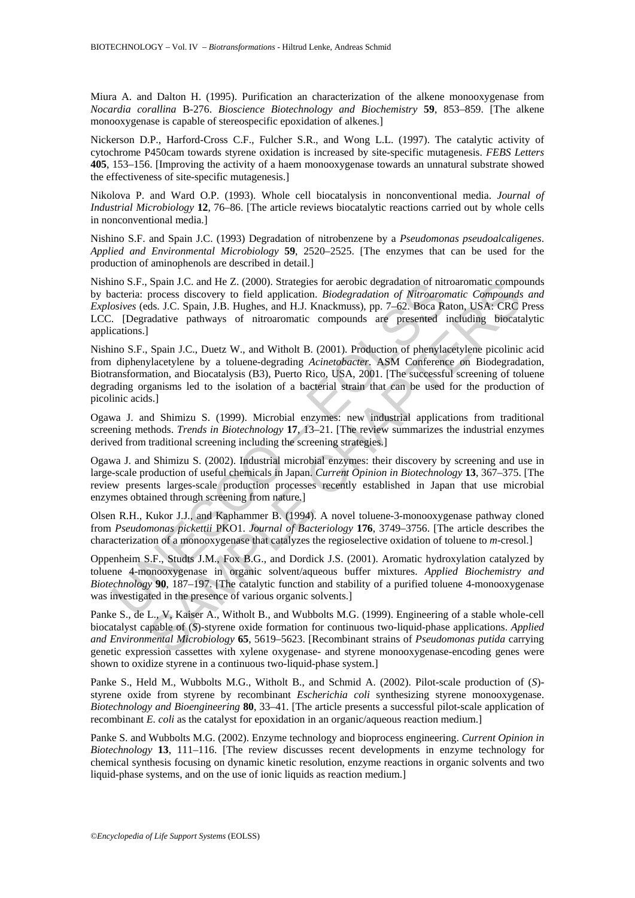Miura A. and Dalton H. (1995). Purification an characterization of the alkene monooxygenase from *Nocardia corallina* B-276. *Bioscience Biotechnology and Biochemistry* **59**, 853–859. [The alkene monooxygenase is capable of stereospecific epoxidation of alkenes.]

Nickerson D.P., Harford-Cross C.F., Fulcher S.R., and Wong L.L. (1997). The catalytic activity of cytochrome P450cam towards styrene oxidation is increased by site-specific mutagenesis. *FEBS Letters* **405**, 153–156. [Improving the activity of a haem monooxygenase towards an unnatural substrate showed the effectiveness of site-specific mutagenesis.]

Nikolova P. and Ward O.P. (1993). Whole cell biocatalysis in nonconventional media. *Journal of Industrial Microbiology* **12**, 76–86. [The article reviews biocatalytic reactions carried out by whole cells in nonconventional media.]

Nishino S.F. and Spain J.C. (1993) Degradation of nitrobenzene by a *Pseudomonas pseudoalcaligenes*. *Applied and Environmental Microbiology* **59**, 2520–2525. [The enzymes that can be used for the production of aminophenols are described in detail.]

Nishino S.F., Spain J.C. and He Z. (2000). Strategies for aerobic degradation of nitroaromatic compounds by bacteria: process discovery to field application. *Biodegradation of Nitroaromatic Compounds and Explosives* (eds. J.C. Spain, J.B. Hughes, and H.J. Knackmuss), pp. 7–62. Boca Raton, USA: CRC Press LCC. [Degradative pathways of nitroaromatic compounds are presented including biocatalytic applications.]

Nishino S.F., Spain J.C., Duetz W., and Witholt B. (2001). Production of phenylacetylene picolinic acid from diphenylacetylene by a toluene-degrading *Acinetobacter*. ASM Conference on Biodegradation, Biotransformation, and Biocatalysis (B3), Puerto Rico, USA, 2001. [The successful screening of toluene degrading organisms led to the isolation of a bacterial strain that can be used for the production of picolinic acids.]

Ogawa J. and Shimizu S. (1999). Microbial enzymes: new industrial applications from traditional screening methods. *Trends in Biotechnology* **17**, 13–21. [The review summarizes the industrial enzymes derived from traditional screening including the screening strategies.]

Ogawa J. and Shimizu S. (2002). Industrial microbial enzymes: their discovery by screening and use in large-scale production of useful chemicals in Japan. *Current Opinion in Biotechnology* **13**, 367–375. [The review presents larges-scale production processes recently established in Japan that use microbial enzymes obtained through screening from nature.]

Olsen R.H., Kukor J.J., and Kaphammer B. (1994). A novel toluene-3-monooxygenase pathway cloned from *Pseudomonas pickettii* PKO1. *Journal of Bacteriology* **176**, 3749–3756. [The article describes the characterization of a monooxygenase that catalyzes the regioselective oxidation of toluene to *m*-cresol.]

Oppenheim S.F., Studts J.M., Fox B.G., and Dordick J.S. (2001). Aromatic hydroxylation catalyzed by toluene 4-monooxygenase in organic solvent/aqueous buffer mixtures. *Applied Biochemistry and Biotechnology* **90**, 187–197. [The catalytic function and stability of a purified toluene 4-monooxygenase was investigated in the presence of various organic solvents.]

Panke S., de L., V, Kaiser A., Witholt B., and Wubbolts M.G. (1999). Engineering of a stable whole-cell biocatalyst capable of (*S*)-styrene oxide formation for continuous two-liquid-phase applications. *Applied and Environmental Microbiology* **65**, 5619–5623. [Recombinant strains of *Pseudomonas putida* carrying genetic expression cassettes with xylene oxygenase- and styrene monooxygenase-encoding genes were shown to oxidize styrene in a continuous two-liquid-phase system.]

Panke S., Held M., Wubbolts M.G., Witholt B., and Schmid A. (2002). Pilot-scale production of (*S*)-styrene oxide from styrene by recombinant *Escherichia coli* synthesizing styrene monooxygenase. *Biotechnology and Bioengineering* **80**, 33–41. [The article presents a successful pilot-scale application of recombinant *E. coli* as the catalyst for epoxidation in an organic/aqueous reaction medium.]

Panke S. and Wubbolts M.G. (2002). Enzyme technology and bioprocess engineering. *Current Opinion in Biotechnology* **13**, 111–116. [The review discusses recent developments in enzyme technology for chemical synthesis focusing on dynamic kinetic resolution, enzyme reactions in organic solvents and two liquid-phase systems, and on the use of ionic liquids as reaction medium.]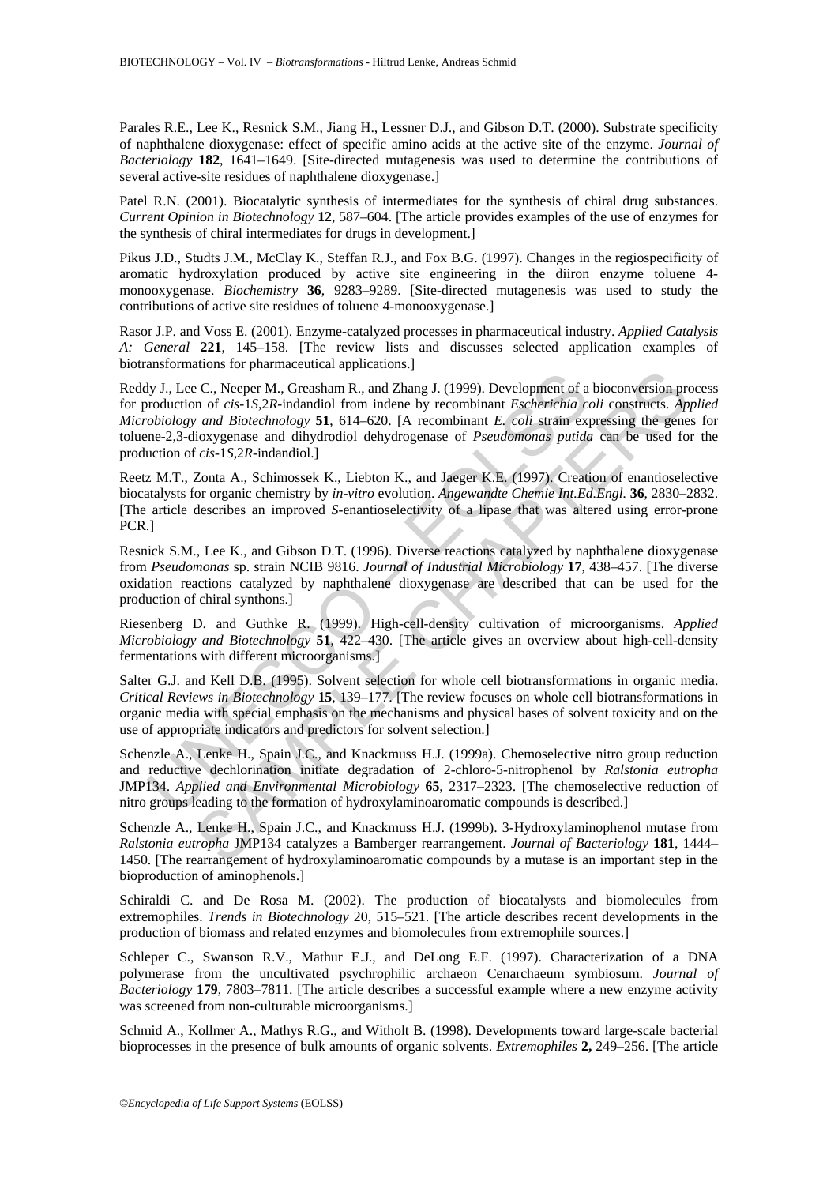Parales R.E., Lee K., Resnick S.M., Jiang H., Lessner D.J., and Gibson D.T. (2000). Substrate specificity of naphthalene dioxygenase: effect of specific amino acids at the active site of the enzyme. *Journal of Bacteriology* **182**, 1641–1649. [Site-directed mutagenesis was used to determine the contributions of several active-site residues of naphthalene dioxygenase.]

Patel R.N. (2001). Biocatalytic synthesis of intermediates for the synthesis of chiral drug substances. *Current Opinion in Biotechnology* **12**, 587–604. [The article provides examples of the use of enzymes for the synthesis of chiral intermediates for drugs in development.]

Pikus J.D., Studts J.M., McClay K., Steffan R.J., and Fox B.G. (1997). Changes in the regiospecificity of aromatic hydroxylation produced by active site engineering in the diiron enzyme toluene 4-monooxygenase. *Biochemistry* **36**, 9283–9289. [Site-directed mutagenesis was used to study the contributions of active site residues of toluene 4-monooxygenase.]

Rasor J.P. and Voss E. (2001). Enzyme-catalyzed processes in pharmaceutical industry. *Applied Catalysis A: General* **221**, 145–158. [The review lists and discusses selected application examples of biotransformations for pharmaceutical applications.]

Reddy J., Lee C., Neeper M., Greasham R., and Zhang J. (1999). Development of a bioconversion process for production of *cis*-1*S*,2*R*-indandiol from indene by recombinant *Escherichia coli* constructs. *Applied Microbiology and Biotechnology* **51**, 614–620. [A recombinant *E. coli* strain expressing the genes for toluene-2,3-dioxygenase and dihydrodiol dehydrogenase of *Pseudomonas putida* can be used for the production of *cis*-1*S*,2*R*-indandiol.]

Reetz M.T., Zonta A., Schimossek K., Liebton K., and Jaeger K.E. (1997). Creation of enantioselective biocatalysts for organic chemistry by *in-vitro* evolution. *Angewandte Chemie Int.Ed.Engl.* **36**, 2830–2832. [The article describes an improved *S*-enantioselectivity of a lipase that was altered using error-prone PCR.]

Resnick S.M., Lee K., and Gibson D.T. (1996). Diverse reactions catalyzed by naphthalene dioxygenase from *Pseudomonas* sp. strain NCIB 9816. *Journal of Industrial Microbiology* **17**, 438–457. [The diverse oxidation reactions catalyzed by naphthalene dioxygenase are described that can be used for the production of chiral synthons.]

Riesenberg D. and Guthke R. (1999). High-cell-density cultivation of microorganisms. *Applied Microbiology and Biotechnology* **51**, 422–430. [The article gives an overview about high-cell-density fermentations with different microorganisms.]

Salter G.J. and Kell D.B. (1995). Solvent selection for whole cell biotransformations in organic media. *Critical Reviews in Biotechnology* **15**, 139–177. [The review focuses on whole cell biotransformations in organic media with special emphasis on the mechanisms and physical bases of solvent toxicity and on the use of appropriate indicators and predictors for solvent selection.]

Schenzle A., Lenke H., Spain J.C., and Knackmuss H.J. (1999a). Chemoselective nitro group reduction and reductive dechlorination initiate degradation of 2-chloro-5-nitrophenol by *Ralstonia eutropha* JMP134. *Applied and Environmental Microbiology* **65**, 2317–2323. [The chemoselective reduction of nitro groups leading to the formation of hydroxylaminoaromatic compounds is described.]

Schenzle A., Lenke H., Spain J.C., and Knackmuss H.J. (1999b). 3-Hydroxylaminophenol mutase from *Ralstonia eutropha* JMP134 catalyzes a Bamberger rearrangement. *Journal of Bacteriology* **181**, 1444–1450. [The rearrangement of hydroxylaminoaromatic compounds by a mutase is an important step in the bioproduction of aminophenols.]

Schiraldi C. and De Rosa M. (2002). The production of biocatalysts and biomolecules from extremophiles. *Trends in Biotechnology* 20, 515–521. [The article describes recent developments in the production of biomass and related enzymes and biomolecules from extremophile sources.]

Schleper C., Swanson R.V., Mathur E.J., and DeLong E.F. (1997). Characterization of a DNA polymerase from the uncultivated psychrophilic archaeon Cenarchaeum symbiosum. *Journal of Bacteriology* **179**, 7803–7811. [The article describes a successful example where a new enzyme activity was screened from non-culturable microorganisms.]

Schmid A., Kollmer A., Mathys R.G., and Witholt B. (1998). Developments toward large-scale bacterial bioprocesses in the presence of bulk amounts of organic solvents. *Extremophiles* **2,** 249–256. [The article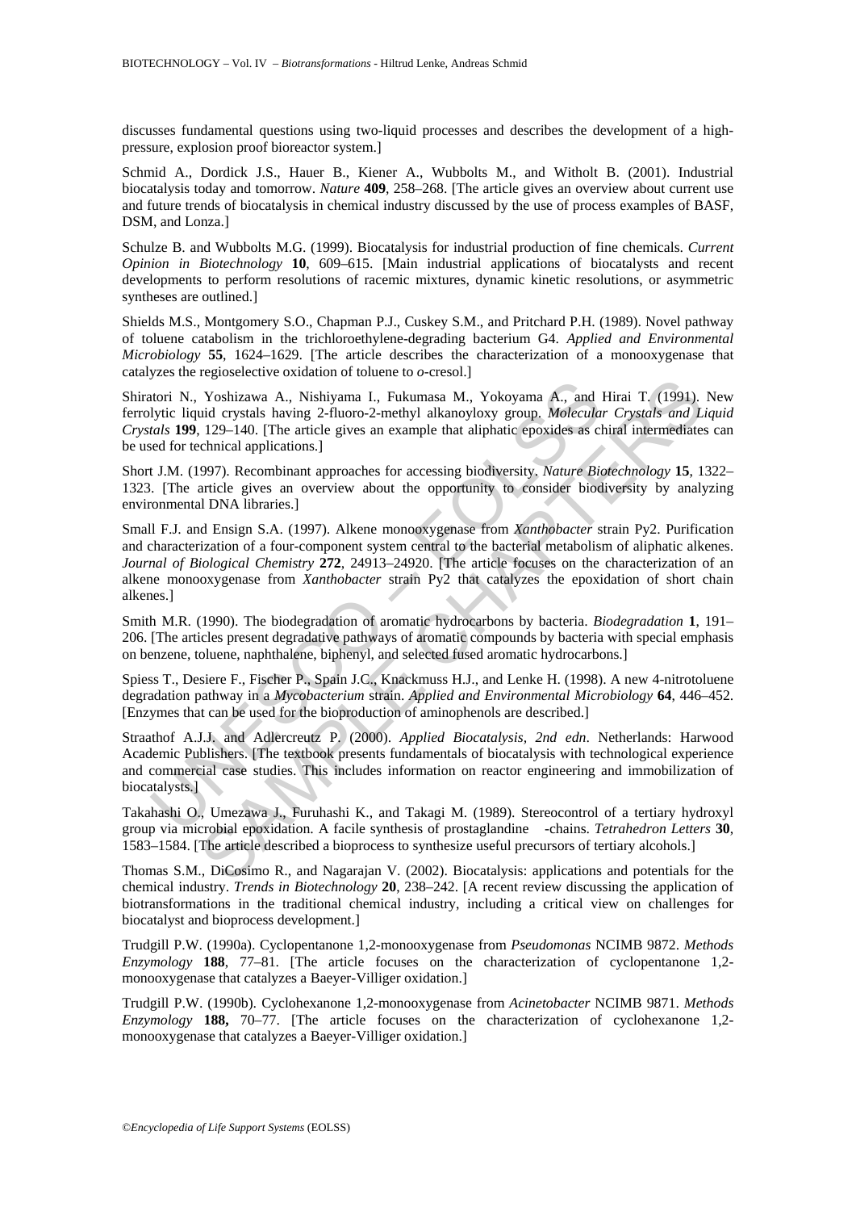discusses fundamental questions using two-liquid processes and describes the development of a high-pressure, explosion proof bioreactor system.]

Schmid A., Dordick J.S., Hauer B., Kiener A., Wubbolts M., and Witholt B. (2001). Industrial biocatalysis today and tomorrow. *Nature* **409**, 258–268. [The article gives an overview about current use and future trends of biocatalysis in chemical industry discussed by the use of process examples of BASF, DSM, and Lonza.]

Schulze B. and Wubbolts M.G. (1999). Biocatalysis for industrial production of fine chemicals. *Current Opinion in Biotechnology* **10**, 609–615. [Main industrial applications of biocatalysts and recent developments to perform resolutions of racemic mixtures, dynamic kinetic resolutions, or asymmetric syntheses are outlined.]

Shields M.S., Montgomery S.O., Chapman P.J., Cuskey S.M., and Pritchard P.H. (1989). Novel pathway of toluene catabolism in the trichloroethylene-degrading bacterium G4. *Applied and Environmental Microbiology* **55**, 1624–1629. [The article describes the characterization of a monooxygenase that catalyzes the regioselective oxidation of toluene to *o*-cresol.]

Shiratori N., Yoshizawa A., Nishiyama I., Fukumasa M., Yokoyama A., and Hirai T. (1991). New ferrolytic liquid crystals having 2-fluoro-2-methyl alkanoyloxy group. *Molecular Crystals and Liquid Crystals* **199**, 129–140. [The article gives an example that aliphatic epoxides as chiral intermediates can be used for technical applications.]

Short J.M. (1997). Recombinant approaches for accessing biodiversity. *Nature Biotechnology* **15**, 1322–1323. [The article gives an overview about the opportunity to consider biodiversity by analyzing environmental DNA libraries.]

Small F.J. and Ensign S.A. (1997). Alkene monooxygenase from *Xanthobacter* strain Py2. Purification and characterization of a four-component system central to the bacterial metabolism of aliphatic alkenes. *Journal of Biological Chemistry* **272**, 24913–24920. [The article focuses on the characterization of an alkene monooxygenase from *Xanthobacter* strain Py2 that catalyzes the epoxidation of short chain alkenes.]

Smith M.R. (1990). The biodegradation of aromatic hydrocarbons by bacteria. *Biodegradation* **1**, 191–206. [The articles present degradative pathways of aromatic compounds by bacteria with special emphasis on benzene, toluene, naphthalene, biphenyl, and selected fused aromatic hydrocarbons.]

Spiess T., Desiere F., Fischer P., Spain J.C., Knackmuss H.J., and Lenke H. (1998). A new 4-nitrotoluene degradation pathway in a *Mycobacterium* strain. *Applied and Environmental Microbiology* **64**, 446–452. [Enzymes that can be used for the bioproduction of aminophenols are described.]

Straathof A.J.J. and Adlercreutz P. (2000). *Applied Biocatalysis, 2nd edn*. Netherlands: Harwood Academic Publishers. [The textbook presents fundamentals of biocatalysis with technological experience and commercial case studies. This includes information on reactor engineering and immobilization of biocatalysts.]

Takahashi O., Umezawa J., Furuhashi K., and Takagi M. (1989). Stereocontrol of a tertiary hydroxyl group via microbial epoxidation. A facile synthesis of prostaglandine -chains. *Tetrahedron Letters* **30**, 1583–1584. [The article described a bioprocess to synthesize useful precursors of tertiary alcohols.]

Thomas S.M., DiCosimo R., and Nagarajan V. (2002). Biocatalysis: applications and potentials for the chemical industry. *Trends in Biotechnology* **20**, 238–242. [A recent review discussing the application of biotransformations in the traditional chemical industry, including a critical view on challenges for biocatalyst and bioprocess development.]

Trudgill P.W. (1990a). Cyclopentanone 1,2-monooxygenase from *Pseudomonas* NCIMB 9872. *Methods Enzymology* **188**, 77–81. [The article focuses on the characterization of cyclopentanone 1,2-monooxygenase that catalyzes a Baeyer-Villiger oxidation.]

Trudgill P.W. (1990b). Cyclohexanone 1,2-monooxygenase from *Acinetobacter* NCIMB 9871. *Methods Enzymology* **188,** 70–77. [The article focuses on the characterization of cyclohexanone 1,2-monooxygenase that catalyzes a Baeyer-Villiger oxidation.]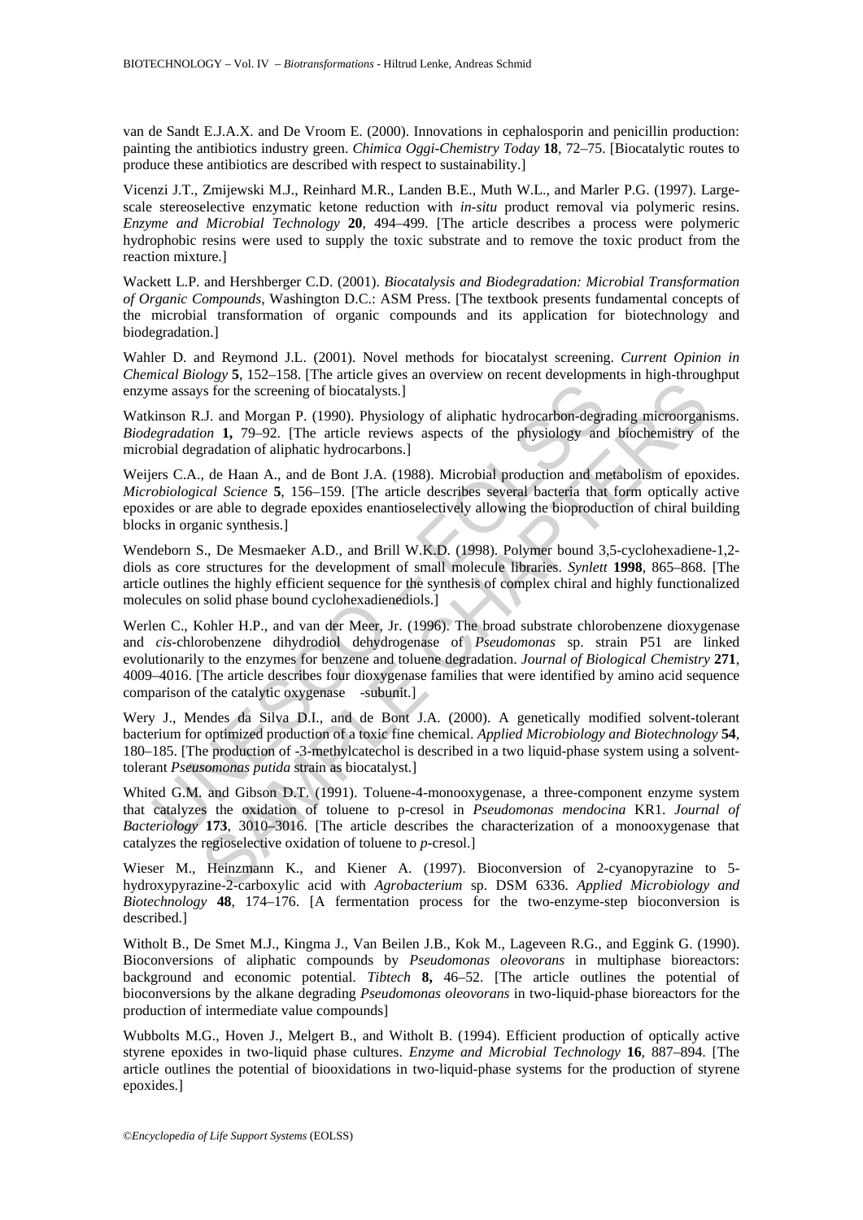van de Sandt E.J.A.X. and De Vroom E. (2000). Innovations in cephalosporin and penicillin production: painting the antibiotics industry green. *Chimica Oggi-Chemistry Today* **18**, 72–75. [Biocatalytic routes to produce these antibiotics are described with respect to sustainability.]

Vicenzi J.T., Zmijewski M.J., Reinhard M.R., Landen B.E., Muth W.L., and Marler P.G. (1997). Large-scale stereoselective enzymatic ketone reduction with *in-situ* product removal via polymeric resins. *Enzyme and Microbial Technology* **20**, 494–499. [The article describes a process were polymeric hydrophobic resins were used to supply the toxic substrate and to remove the toxic product from the reaction mixture.]

Wackett L.P. and Hershberger C.D. (2001). *Biocatalysis and Biodegradation: Microbial Transformation of Organic Compounds*, Washington D.C.: ASM Press. [The textbook presents fundamental concepts of the microbial transformation of organic compounds and its application for biotechnology and biodegradation.]

Wahler D. and Reymond J.L. (2001). Novel methods for biocatalyst screening. *Current Opinion in Chemical Biology* **5**, 152–158. [The article gives an overview on recent developments in high-throughput enzyme assays for the screening of biocatalysts.]

Watkinson R.J. and Morgan P. (1990). Physiology of aliphatic hydrocarbon-degrading microorganisms. *Biodegradation* **1,** 79–92. [The article reviews aspects of the physiology and biochemistry of the microbial degradation of aliphatic hydrocarbons.]

Weijers C.A., de Haan A., and de Bont J.A. (1988). Microbial production and metabolism of epoxides. *Microbiological Science* **5**, 156–159. [The article describes several bacteria that form optically active epoxides or are able to degrade epoxides enantioselectively allowing the bioproduction of chiral building blocks in organic synthesis.]

Wendeborn S., De Mesmaeker A.D., and Brill W.K.D. (1998). Polymer bound 3,5-cyclohexadiene-1,2-diols as core structures for the development of small molecule libraries. *Synlett* **1998**, 865–868. [The article outlines the highly efficient sequence for the synthesis of complex chiral and highly functionalized molecules on solid phase bound cyclohexadienediols.]

Werlen C., Kohler H.P., and van der Meer, Jr. (1996). The broad substrate chlorobenzene dioxygenase and *cis*-chlorobenzene dihydrodiol dehydrogenase of *Pseudomonas* sp. strain P51 are linked evolutionarily to the enzymes for benzene and toluene degradation. *Journal of Biological Chemistry* **271**, 4009–4016. [The article describes four dioxygenase families that were identified by amino acid sequence comparison of the catalytic oxygenase -subunit.]

Wery J., Mendes da Silva D.I., and de Bont J.A. (2000). A genetically modified solvent-tolerant bacterium for optimized production of a toxic fine chemical. *Applied Microbiology and Biotechnology* **54**, 180–185. [The production of -3-methylcatechol is described in a two liquid-phase system using a solvent-tolerant *Pseusomonas putida* strain as biocatalyst.]

Whited G.M. and Gibson D.T. (1991). Toluene-4-monooxygenase, a three-component enzyme system that catalyzes the oxidation of toluene to p-cresol in *Pseudomonas mendocina* KR1. *Journal of Bacteriology* **173**, 3010–3016. [The article describes the characterization of a monooxygenase that catalyzes the regioselective oxidation of toluene to *p*-cresol.]

Wieser M., Heinzmann K., and Kiener A. (1997). Bioconversion of 2-cyanopyrazine to 5-hydroxypyrazine-2-carboxylic acid with *Agrobacterium* sp. DSM 6336. *Applied Microbiology and Biotechnology* **48**, 174–176. [A fermentation process for the two-enzyme-step bioconversion is described.]

Witholt B., De Smet M.J., Kingma J., Van Beilen J.B., Kok M., Lageveen R.G., and Eggink G. (1990). Bioconversions of aliphatic compounds by *Pseudomonas oleovorans* in multiphase bioreactors: background and economic potential. *Tibtech* **8,** 46–52. [The article outlines the potential of bioconversions by the alkane degrading *Pseudomonas oleovorans* in two-liquid-phase bioreactors for the production of intermediate value compounds]

Wubbolts M.G., Hoven J., Melgert B., and Witholt B. (1994). Efficient production of optically active styrene epoxides in two-liquid phase cultures. *Enzyme and Microbial Technology* **16**, 887–894. [The article outlines the potential of biooxidations in two-liquid-phase systems for the production of styrene epoxides.]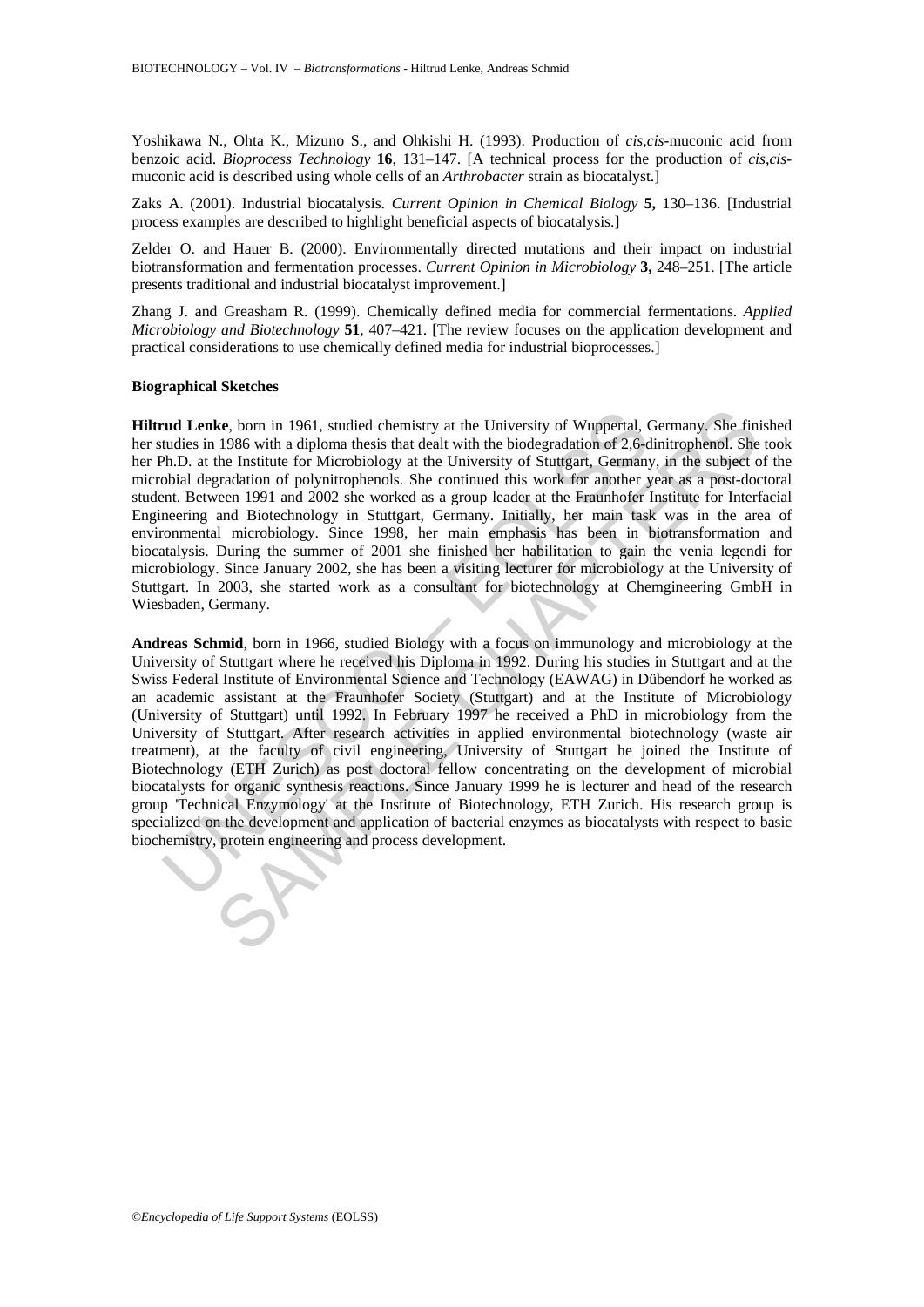Yoshikawa N., Ohta K., Mizuno S., and Ohkishi H. (1993). Production of *cis,cis*-muconic acid from benzoic acid. *Bioprocess Technology* **16**, 131–147. [A technical process for the production of *cis,cis*-muconic acid is described using whole cells of an *Arthrobacter* strain as biocatalyst.]

Zaks A. (2001). Industrial biocatalysis. *Current Opinion in Chemical Biology* **5,** 130–136. [Industrial process examples are described to highlight beneficial aspects of biocatalysis.]

Zelder O. and Hauer B. (2000). Environmentally directed mutations and their impact on industrial biotransformation and fermentation processes. *Current Opinion in Microbiology* **3,** 248–251. [The article presents traditional and industrial biocatalyst improvement.]

Zhang J. and Greasham R. (1999). Chemically defined media for commercial fermentations. *Applied Microbiology and Biotechnology* **51**, 407–421. [The review focuses on the application development and practical considerations to use chemically defined media for industrial bioprocesses.]

**Biographical Sketches**

**Hiltrud Lenke**, born in 1961, studied chemistry at the University of Wuppertal, Germany. She finished her studies in 1986 with a diploma thesis that dealt with the biodegradation of 2,6-dinitrophenol. She took her Ph.D. at the Institute for Microbiology at the University of Stuttgart, Germany, in the subject of the microbial degradation of polynitrophenols. She continued this work for another year as a post-doctoral student. Between 1991 and 2002 she worked as a group leader at the Fraunhofer Institute for Interfacial Engineering and Biotechnology in Stuttgart, Germany. Initially, her main task was in the area of environmental microbiology. Since 1998, her main emphasis has been in biotransformation and biocatalysis. During the summer of 2001 she finished her habilitation to gain the venia legendi for microbiology. Since January 2002, she has been a visiting lecturer for microbiology at the University of Stuttgart. In 2003, she started work as a consultant for biotechnology at Chemgineering GmbH in Wiesbaden, Germany.

**Andreas Schmid**, born in 1966, studied Biology with a focus on immunology and microbiology at the University of Stuttgart where he received his Diploma in 1992. During his studies in Stuttgart and at the Swiss Federal Institute of Environmental Science and Technology (EAWAG) in Dübendorf he worked as an academic assistant at the Fraunhofer Society (Stuttgart) and at the Institute of Microbiology (University of Stuttgart) until 1992. In February 1997 he received a PhD in microbiology from the University of Stuttgart. After research activities in applied environmental biotechnology (waste air treatment), at the faculty of civil engineering, University of Stuttgart he joined the Institute of Biotechnology (ETH Zurich) as post doctoral fellow concentrating on the development of microbial biocatalysts for organic synthesis reactions. Since January 1999 he is lecturer and head of the research group 'Technical Enzymology' at the Institute of Biotechnology, ETH Zurich. His research group is specialized on the development and application of bacterial enzymes as biocatalysts with respect to basic biochemistry, protein engineering and process development.